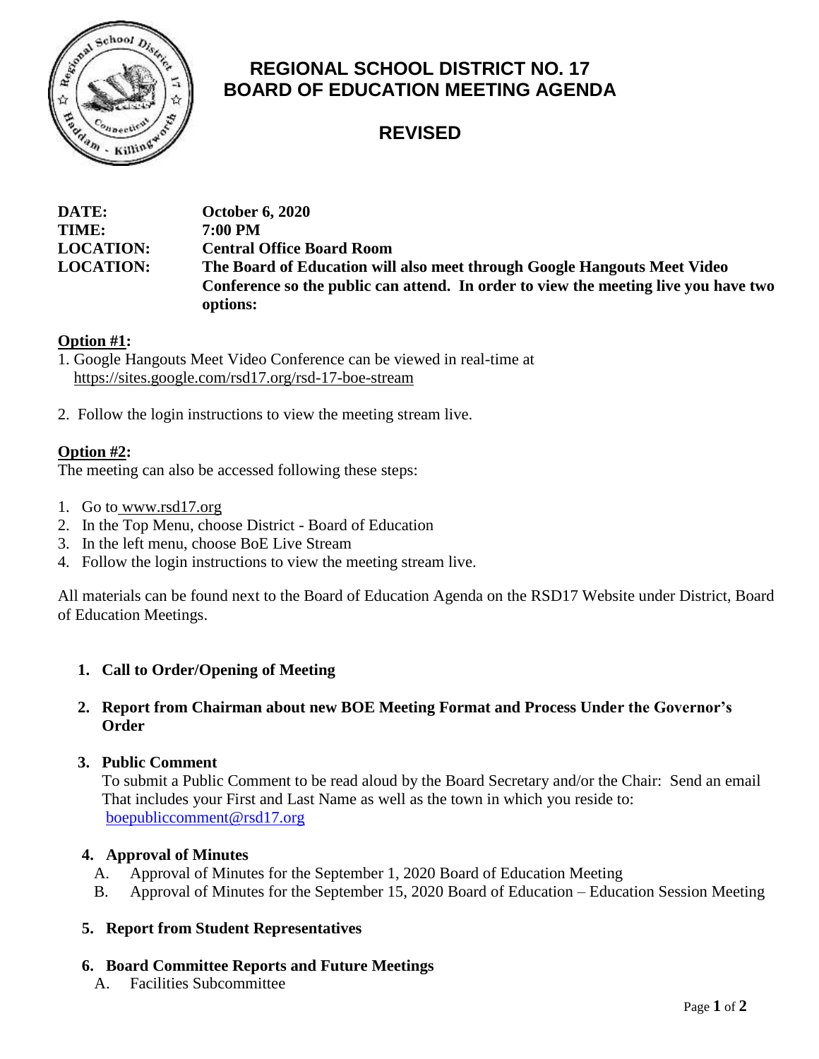# REGIONAL SCHOOL DISTRICT NO. 17
# BOARD OF EDUCATION MEETING AGENDA

## REVISED

**DATE:** October 6, 2020
**TIME:** 7:00 PM
**LOCATION:** Central Office Board Room
**LOCATION:** The Board of Education will also meet through Google Hangouts Meet Video Conference so the public can attend. In order to view the meeting live you have two options:

**Option #1:**

1. Google Hangouts Meet Video Conference can be viewed in real-time at https://sites.google.com/rsd17.org/rsd-17-boe-stream
2. Follow the login instructions to view the meeting stream live.

**Option #2:**

The meeting can also be accessed following these steps:

1. Go to www.rsd17.org
2. In the Top Menu, choose District - Board of Education
3. In the left menu, choose BoE Live Stream
4. Follow the login instructions to view the meeting stream live.

All materials can be found next to the Board of Education Agenda on the RSD17 Website under District, Board of Education Meetings.

1. **Call to Order/Opening of Meeting**

2. **Report from Chairman about new BOE Meeting Format and Process Under the Governor's Order**

3. **Public Comment**
   To submit a Public Comment to be read aloud by the Board Secretary and/or the Chair: Send an email That includes your First and Last Name as well as the town in which you reside to: boepubliccomment@rsd17.org

4. **Approval of Minutes**
   A. Approval of Minutes for the September 1, 2020 Board of Education Meeting
   B. Approval of Minutes for the September 15, 2020 Board of Education – Education Session Meeting

5. **Report from Student Representatives**

6. **Board Committee Reports and Future Meetings**
   A. Facilities Subcommittee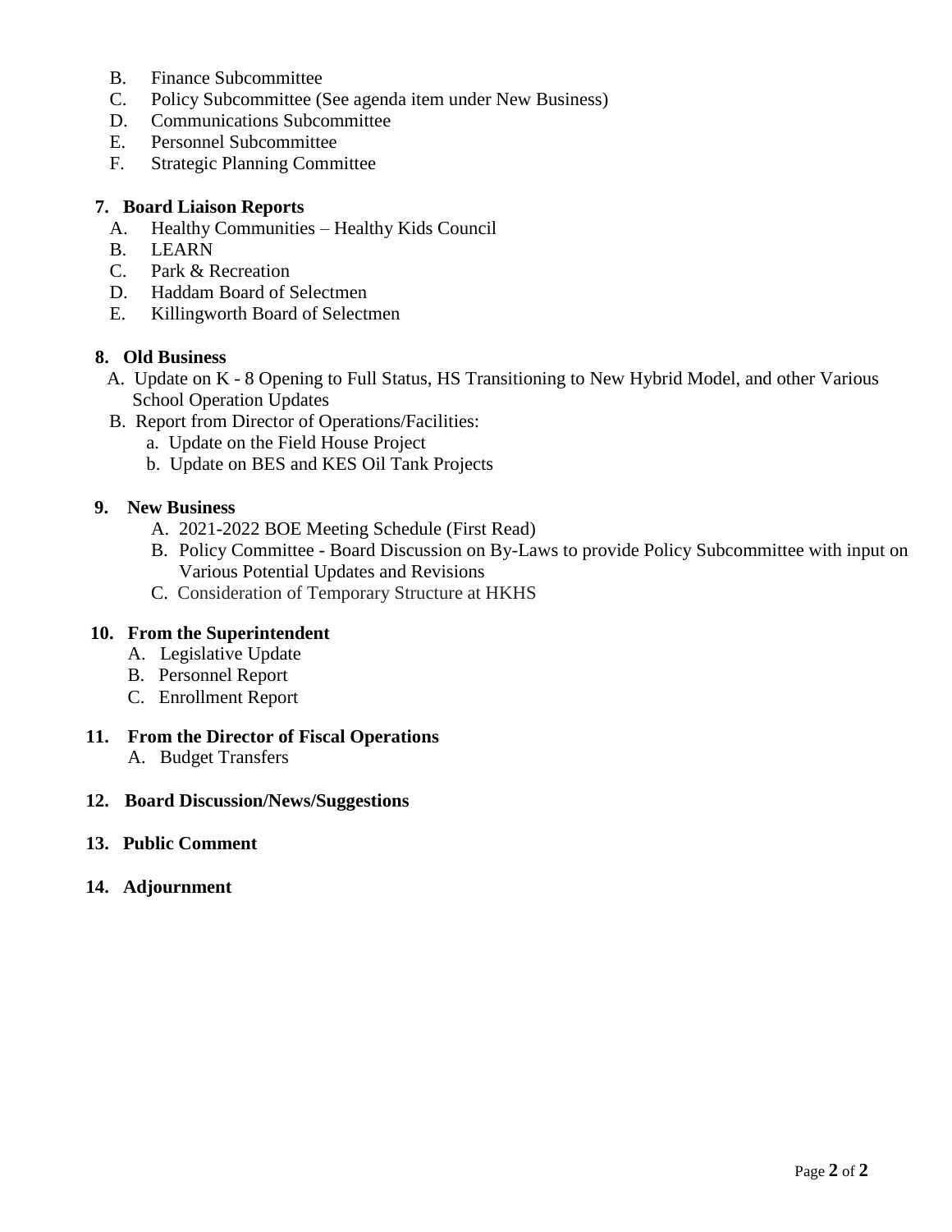B. Finance Subcommittee
C. Policy Subcommittee (See agenda item under New Business)
D. Communications Subcommittee
E. Personnel Subcommittee
F. Strategic Planning Committee

**7. Board Liaison Reports**

A. Healthy Communities – Healthy Kids Council
B. LEARN
C. Park & Recreation
D. Haddam Board of Selectmen
E. Killingworth Board of Selectmen

**8. Old Business**

A. Update on K - 8 Opening to Full Status, HS Transitioning to New Hybrid Model, and other Various School Operation Updates
B. Report from Director of Operations/Facilities:
  a. Update on the Field House Project
  b. Update on BES and KES Oil Tank Projects

**9. New Business**

A. 2021-2022 BOE Meeting Schedule (First Read)
B. Policy Committee - Board Discussion on By-Laws to provide Policy Subcommittee with input on Various Potential Updates and Revisions
C. Consideration of Temporary Structure at HKHS

**10. From the Superintendent**

A. Legislative Update
B. Personnel Report
C. Enrollment Report

**11. From the Director of Fiscal Operations**

A. Budget Transfers

**12. Board Discussion/News/Suggestions**

**13. Public Comment**

**14. Adjournment**